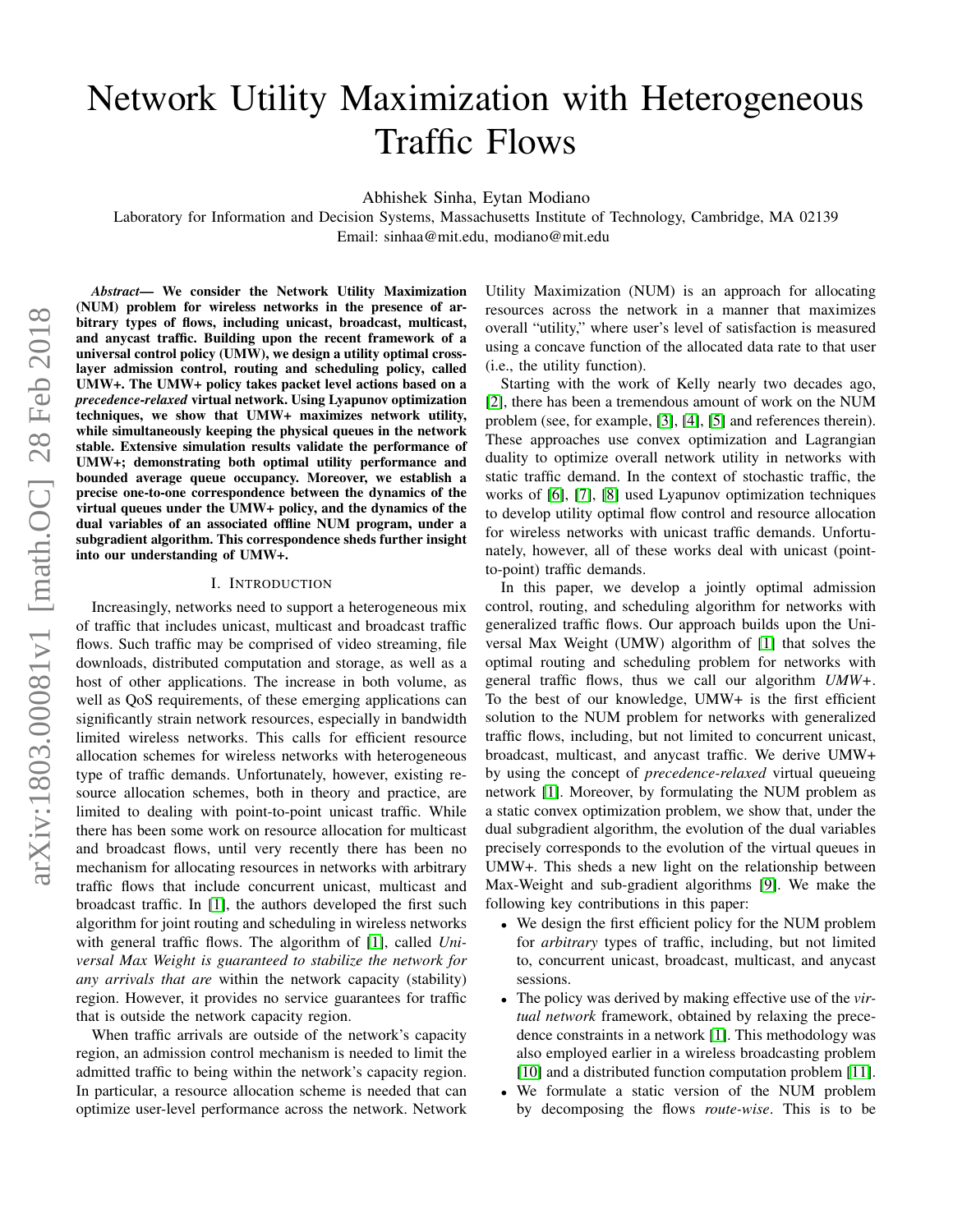# Network Utility Maximization with Heterogeneous Traffic Flows

Abhishek Sinha, Eytan Modiano

Laboratory for Information and Decision Systems, Massachusetts Institute of Technology, Cambridge, MA 02139
Email: sinhaa@mit.edu, modiano@mit.edu

***Abstract*— We consider the Network Utility Maximization (NUM) problem for wireless networks in the presence of arbitrary types of flows, including unicast, broadcast, multicast, and anycast traffic. Building upon the recent framework of a universal control policy (UMW), we design a utility optimal cross-layer admission control, routing and scheduling policy, called UMW+. The UMW+ policy takes packet level actions based on a *precedence-relaxed* virtual network. Using Lyapunov optimization techniques, we show that UMW+ maximizes network utility, while simultaneously keeping the physical queues in the network stable. Extensive simulation results validate the performance of UMW+; demonstrating both optimal utility performance and bounded average queue occupancy. Moreover, we establish a precise one-to-one correspondence between the dynamics of the virtual queues under the UMW+ policy, and the dynamics of the dual variables of an associated offline NUM program, under a subgradient algorithm. This correspondence sheds further insight into our understanding of UMW+.**

## I. Introduction

Increasingly, networks need to support a heterogeneous mix of traffic that includes unicast, multicast and broadcast traffic flows. Such traffic may be comprised of video streaming, file downloads, distributed computation and storage, as well as a host of other applications. The increase in both volume, as well as QoS requirements, of these emerging applications can significantly strain network resources, especially in bandwidth limited wireless networks. This calls for efficient resource allocation schemes for wireless networks with heterogeneous type of traffic demands. Unfortunately, however, existing resource allocation schemes, both in theory and practice, are limited to dealing with point-to-point unicast traffic. While there has been some work on resource allocation for multicast and broadcast flows, until very recently there has been no mechanism for allocating resources in networks with arbitrary traffic flows that include concurrent unicast, multicast and broadcast traffic. In [1], the authors developed the first such algorithm for joint routing and scheduling in wireless networks with general traffic flows. The algorithm of [1], called *Universal Max Weight is guaranteed to stabilize the network for any arrivals that are* within the network capacity (stability) region. However, it provides no service guarantees for traffic that is outside the network capacity region.

When traffic arrivals are outside of the network's capacity region, an admission control mechanism is needed to limit the admitted traffic to being within the network's capacity region. In particular, a resource allocation scheme is needed that can optimize user-level performance across the network. Network Utility Maximization (NUM) is an approach for allocating resources across the network in a manner that maximizes overall "utility," where user's level of satisfaction is measured using a concave function of the allocated data rate to that user (i.e., the utility function).

Starting with the work of Kelly nearly two decades ago, [2], there has been a tremendous amount of work on the NUM problem (see, for example, [3], [4], [5] and references therein). These approaches use convex optimization and Lagrangian duality to optimize overall network utility in networks with static traffic demand. In the context of stochastic traffic, the works of [6], [7], [8] used Lyapunov optimization techniques to develop utility optimal flow control and resource allocation for wireless networks with unicast traffic demands. Unfortunately, however, all of these works deal with unicast (point-to-point) traffic demands.

In this paper, we develop a jointly optimal admission control, routing, and scheduling algorithm for networks with generalized traffic flows. Our approach builds upon the Universal Max Weight (UMW) algorithm of [1] that solves the optimal routing and scheduling problem for networks with general traffic flows, thus we call our algorithm *UMW+*. To the best of our knowledge, UMW+ is the first efficient solution to the NUM problem for networks with generalized traffic flows, including, but not limited to concurrent unicast, broadcast, multicast, and anycast traffic. We derive UMW+ by using the concept of *precedence-relaxed* virtual queueing network [1]. Moreover, by formulating the NUM problem as a static convex optimization problem, we show that, under the dual subgradient algorithm, the evolution of the dual variables precisely corresponds to the evolution of the virtual queues in UMW+. This sheds a new light on the relationship between Max-Weight and sub-gradient algorithms [9]. We make the following key contributions in this paper:

- We design the first efficient policy for the NUM problem for *arbitrary* types of traffic, including, but not limited to, concurrent unicast, broadcast, multicast, and anycast sessions.
- The policy was derived by making effective use of the *virtual network* framework, obtained by relaxing the precedence constraints in a network [1]. This methodology was also employed earlier in a wireless broadcasting problem [10] and a distributed function computation problem [11].
- We formulate a static version of the NUM problem by decomposing the flows *route-wise*. This is to be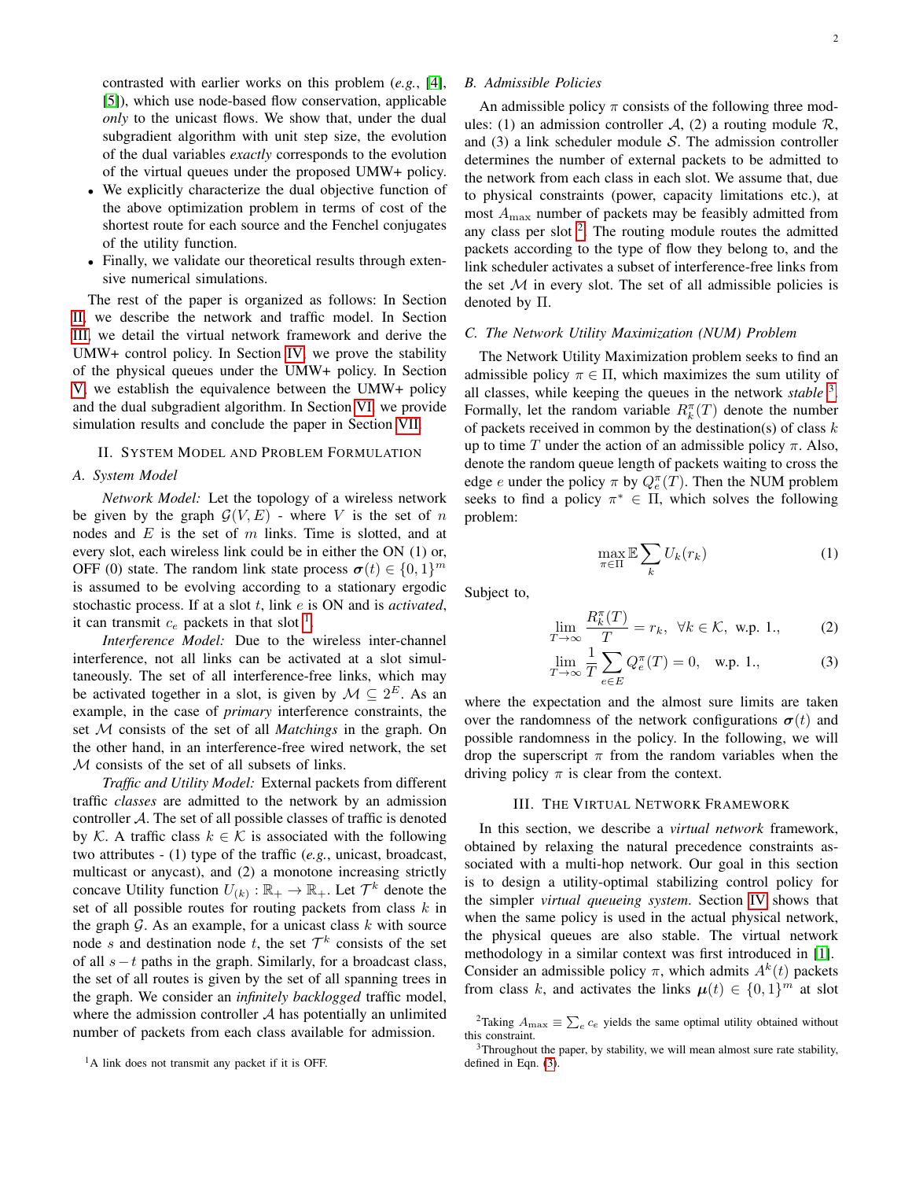contrasted with earlier works on this problem (*e.g.*, [4], [5]), which use node-based flow conservation, applicable *only* to the unicast flows. We show that, under the dual subgradient algorithm with unit step size, the evolution of the dual variables *exactly* corresponds to the evolution of the virtual queues under the proposed UMW+ policy.

- We explicitly characterize the dual objective function of the above optimization problem in terms of cost of the shortest route for each source and the Fenchel conjugates of the utility function.
- Finally, we validate our theoretical results through extensive numerical simulations.

The rest of the paper is organized as follows: In Section II, we describe the network and traffic model. In Section III, we detail the virtual network framework and derive the UMW+ control policy. In Section IV, we prove the stability of the physical queues under the UMW+ policy. In Section V, we establish the equivalence between the UMW+ policy and the dual subgradient algorithm. In Section VI, we provide simulation results and conclude the paper in Section VII.

## II. System Model and Problem Formulation

### A. System Model

*Network Model:* Let the topology of a wireless network be given by the graph $\mathcal{G}(V, E)$ - where $V$ is the set of $n$ nodes and $E$ is the set of $m$ links. Time is slotted, and at every slot, each wireless link could be in either the ON (1) or, OFF (0) state. The random link state process $\boldsymbol{\sigma}(t) \in \{0, 1\}^m$ is assumed to be evolving according to a stationary ergodic stochastic process. If at a slot $t$, link $e$ is ON and is *activated*, it can transmit $c_e$ packets in that slot [1].

*Interference Model:* Due to the wireless inter-channel interference, not all links can be activated at a slot simultaneously. The set of all interference-free links, which may be activated together in a slot, is given by $\mathcal{M} \subseteq 2^E$. As an example, in the case of *primary* interference constraints, the set $\mathcal{M}$ consists of the set of all *Matchings* in the graph. On the other hand, in an interference-free wired network, the set $\mathcal{M}$ consists of the set of all subsets of links.

*Traffic and Utility Model:* External packets from different traffic *classes* are admitted to the network by an admission controller $\mathcal{A}$. The set of all possible classes of traffic is denoted by $\mathcal{K}$. A traffic class $k \in \mathcal{K}$ is associated with the following two attributes - (1) type of the traffic (*e.g.*, unicast, broadcast, multicast or anycast), and (2) a monotone increasing strictly concave Utility function $U_{(k)} : \mathbb{R}_+ \to \mathbb{R}_+$. Let $\mathcal{T}^k$ denote the set of all possible routes for routing packets from class $k$ in the graph $\mathcal{G}$. As an example, for a unicast class $k$ with source node $s$ and destination node $t$, the set $\mathcal{T}^k$ consists of the set of all $s-t$ paths in the graph. Similarly, for a broadcast class, the set of all routes is given by the set of all spanning trees in the graph. We consider an *infinitely backlogged* traffic model, where the admission controller $\mathcal{A}$ has potentially an unlimited number of packets from each class available for admission.

[1] A link does not transmit any packet if it is OFF.

### B. Admissible Policies

An admissible policy $\pi$ consists of the following three modules: (1) an admission controller $\mathcal{A}$, (2) a routing module $\mathcal{R}$, and (3) a link scheduler module $\mathcal{S}$. The admission controller determines the number of external packets to be admitted to the network from each class in each slot. We assume that, due to physical constraints (power, capacity limitations etc.), at most $A_{\max}$ number of packets may be feasibly admitted from any class per slot [2]. The routing module routes the admitted packets according to the type of flow they belong to, and the link scheduler activates a subset of interference-free links from the set $\mathcal{M}$ in every slot. The set of all admissible policies is denoted by $\Pi$.

### C. The Network Utility Maximization (NUM) Problem

The Network Utility Maximization problem seeks to find an admissible policy $\pi \in \Pi$, which maximizes the sum utility of all classes, while keeping the queues in the network *stable* [3]. Formally, let the random variable $R_k^\pi(T)$ denote the number of packets received in common by the destination(s) of class $k$ up to time $T$ under the action of an admissible policy $\pi$. Also, denote the random queue length of packets waiting to cross the edge $e$ under the policy $\pi$ by $Q_e^\pi(T)$. Then the NUM problem seeks to find a policy $\pi^* \in \Pi$, which solves the following problem:

$$\max_{\pi \in \Pi} \mathbb{E} \sum_k U_k(r_k) \tag{1}$$

Subject to,

$$\lim_{T \to \infty} \frac{R_k^\pi(T)}{T} = r_k, \quad \forall k \in \mathcal{K}, \text{ w.p. 1.,} \tag{2}$$

$$\lim_{T \to \infty} \frac{1}{T} \sum_{e \in E} Q_e^\pi(T) = 0, \quad \text{w.p. 1.,} \tag{3}$$

where the expectation and the almost sure limits are taken over the randomness of the network configurations $\boldsymbol{\sigma}(t)$ and possible randomness in the policy. In the following, we will drop the superscript $\pi$ from the random variables when the driving policy $\pi$ is clear from the context.

## III. The Virtual Network Framework

In this section, we describe a *virtual network* framework, obtained by relaxing the natural precedence constraints associated with a multi-hop network. Our goal in this section is to design a utility-optimal stabilizing control policy for the simpler *virtual queueing system*. Section IV shows that when the same policy is used in the actual physical network, the physical queues are also stable. The virtual network methodology in a similar context was first introduced in [1]. Consider an admissible policy $\pi$, which admits $A^k(t)$ packets from class $k$, and activates the links $\boldsymbol{\mu}(t) \in \{0, 1\}^m$ at slot

[2] Taking $A_{\max} \equiv \sum_e c_e$ yields the same optimal utility obtained without this constraint.

[3] Throughout the paper, by stability, we will mean almost sure rate stability, defined in Eqn. (3).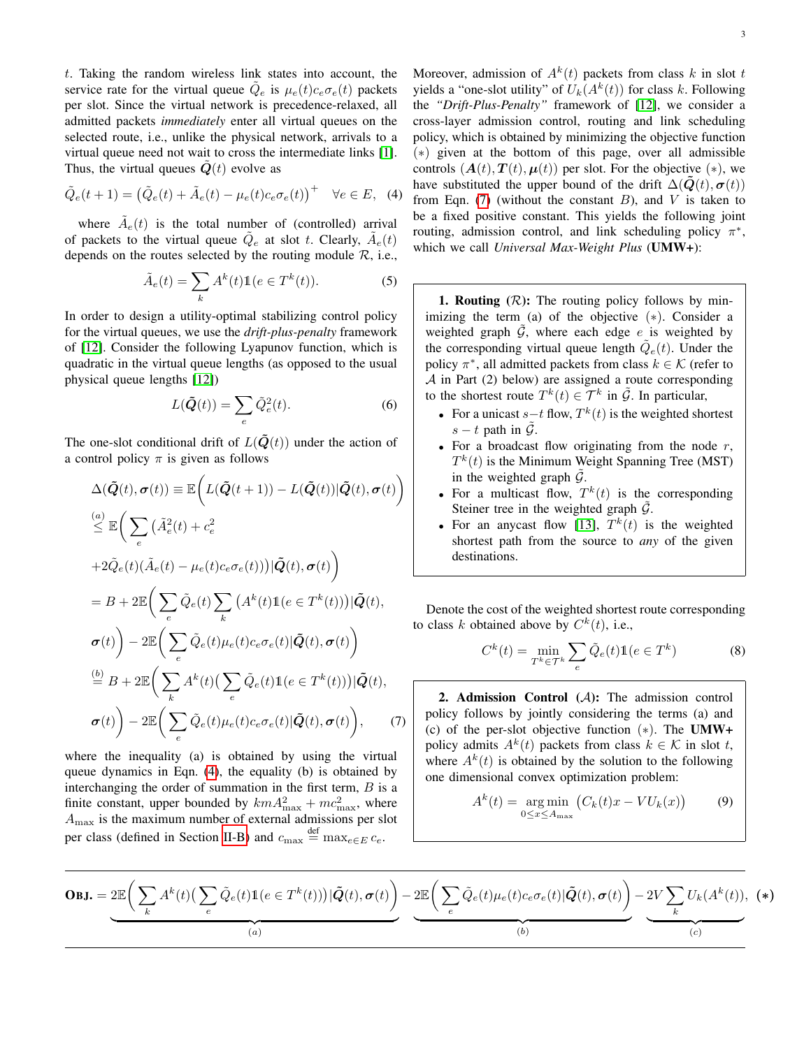$t$. Taking the random wireless link states into account, the service rate for the virtual queue $\tilde{Q}_e$ is $\mu_e(t)c_e\sigma_e(t)$ packets per slot. Since the virtual network is precedence-relaxed, all admitted packets *immediately* enter all virtual queues on the selected route, i.e., unlike the physical network, arrivals to a virtual queue need not wait to cross the intermediate links [1]. Thus, the virtual queues $\tilde{\boldsymbol{Q}}(t)$ evolve as

$$\tilde{Q}_e(t+1) = \big(\tilde{Q}_e(t) + \tilde{A}_e(t) - \mu_e(t)c_e\sigma_e(t)\big)^+ \quad \forall e \in E, \quad (4)$$

where $\tilde{A}_e(t)$ is the total number of (controlled) arrival of packets to the virtual queue $\tilde{Q}_e$ at slot $t$. Clearly, $\tilde{A}_e(t)$ depends on the routes selected by the routing module $\mathcal{R}$, i.e.,

$$\tilde{A}_e(t) = \sum_k A^k(t)\mathbb{1}(e \in T^k(t)). \quad (5)$$

In order to design a utility-optimal stabilizing control policy for the virtual queues, we use the *drift-plus-penalty* framework of [12]. Consider the following Lyapunov function, which is quadratic in the virtual queue lengths (as opposed to the usual physical queue lengths [12])

$$L(\tilde{\boldsymbol{Q}}(t)) = \sum_e \tilde{Q}_e^2(t). \quad (6)$$

The one-slot conditional drift of $L(\tilde{\boldsymbol{Q}}(t))$ under the action of a control policy $\pi$ is given as follows

$$\begin{aligned}
&\Delta(\tilde{\boldsymbol{Q}}(t), \boldsymbol{\sigma}(t)) \equiv \mathbb{E}\Big(L(\tilde{\boldsymbol{Q}}(t+1)) - L(\tilde{\boldsymbol{Q}}(t)) | \tilde{\boldsymbol{Q}}(t), \boldsymbol{\sigma}(t)\Big) \\
&\overset{(a)}{\leq} \mathbb{E}\Big(\sum_e \big(\tilde{A}_e^2(t) + c_e^2 \\
&+ 2\tilde{Q}_e(t)(\tilde{A}_e(t) - \mu_e(t)c_e\sigma_e(t))\big) | \tilde{\boldsymbol{Q}}(t), \boldsymbol{\sigma}(t)\Big) \\
&= B + 2\mathbb{E}\Big(\sum_e \tilde{Q}_e(t) \sum_k \big(A^k(t)\mathbb{1}(e \in T^k(t))\big) | \tilde{\boldsymbol{Q}}(t), \\
&\boldsymbol{\sigma}(t)\Big) - 2\mathbb{E}\Big(\sum_e \tilde{Q}_e(t)\mu_e(t)c_e\sigma_e(t) | \tilde{\boldsymbol{Q}}(t), \boldsymbol{\sigma}(t)\Big) \\
&\overset{(b)}{=} B + 2\mathbb{E}\Big(\sum_k A^k(t)\big(\sum_e \tilde{Q}_e(t)\mathbb{1}(e \in T^k(t))\big) | \tilde{\boldsymbol{Q}}(t), \\
&\boldsymbol{\sigma}(t)\Big) - 2\mathbb{E}\Big(\sum_e \tilde{Q}_e(t)\mu_e(t)c_e\sigma_e(t) | \tilde{\boldsymbol{Q}}(t), \boldsymbol{\sigma}(t)\Big), \quad (7)
\end{aligned}$$

where the inequality (a) is obtained by using the virtual queue dynamics in Eqn. (4), the equality (b) is obtained by interchanging the order of summation in the first term, $B$ is a finite constant, upper bounded by $kmA_{\max}^2 + mc_{\max}^2$, where $A_{\max}$ is the maximum number of external admissions per slot per class (defined in Section II-B) and $c_{\max} \overset{\text{def}}{=} \max_{e \in E} c_e$.

Moreover, admission of $A^k(t)$ packets from class $k$ in slot $t$ yields a "one-slot utility" of $U_k(A^k(t))$ for class $k$. Following the *"Drift-Plus-Penalty"* framework of [12], we consider a cross-layer admission control, routing and link scheduling policy, which is obtained by minimizing the objective function $(*)$ given at the bottom of this page, over all admissible controls $(\boldsymbol{A}(t), \boldsymbol{T}(t), \boldsymbol{\mu}(t))$ per slot. For the objective $(*)$, we have substituted the upper bound of the drift $\Delta(\tilde{\boldsymbol{Q}}(t), \boldsymbol{\sigma}(t))$ from Eqn. (7) (without the constant $B$), and $V$ is taken to be a fixed positive constant. This yields the following joint routing, admission control, and link scheduling policy $\pi^*$, which we call *Universal Max-Weight Plus* (**UMW+**):

**1. Routing** ($\mathcal{R}$)**:** The routing policy follows by minimizing the term (a) of the objective $(*)$. Consider a weighted graph $\tilde{\mathcal{G}}$, where each edge $e$ is weighted by the corresponding virtual queue length $\tilde{Q}_e(t)$. Under the policy $\pi^*$, all admitted packets from class $k \in \mathcal{K}$ (refer to $\mathcal{A}$ in Part (2) below) are assigned a route corresponding to the shortest route $T^k(t) \in \mathcal{T}^k$ in $\tilde{\mathcal{G}}$. In particular,

- For a unicast $s-t$ flow, $T^k(t)$ is the weighted shortest $s-t$ path in $\tilde{\mathcal{G}}$.
- For a broadcast flow originating from the node $r$, $T^k(t)$ is the Minimum Weight Spanning Tree (MST) in the weighted graph $\tilde{\mathcal{G}}$.
- For a multicast flow, $T^k(t)$ is the corresponding Steiner tree in the weighted graph $\tilde{\mathcal{G}}$.
- For an anycast flow [13], $T^k(t)$ is the weighted shortest path from the source to *any* of the given destinations.

Denote the cost of the weighted shortest route corresponding to class $k$ obtained above by $C^k(t)$, i.e.,

$$C^k(t) = \min_{T^k \in \mathcal{T}^k} \sum_e \tilde{Q}_e(t)\mathbb{1}(e \in T^k) \quad (8)$$

**2. Admission Control** ($\mathcal{A}$)**:** The admission control policy follows by jointly considering the terms (a) and (c) of the per-slot objective function $(*)$. The **UMW+** policy admits $A^k(t)$ packets from class $k \in \mathcal{K}$ in slot $t$, where $A^k(t)$ is obtained by the solution to the following one dimensional convex optimization problem:

$$A^k(t) = \operatorname*{arg\,min}_{0 \leq x \leq A_{\max}} \big(C_k(t)x - VU_k(x)\big) \quad (9)$$

$$\textbf{Obj.} = \underbrace{2\mathbb{E}\Big(\sum_k A^k(t)\big(\sum_e \tilde{Q}_e(t)\mathbb{1}(e \in T^k(t))\big) | \tilde{\boldsymbol{Q}}(t), \boldsymbol{\sigma}(t)\Big)}_{(a)} - \underbrace{2\mathbb{E}\Big(\sum_e \tilde{Q}_e(t)\mu_e(t)c_e\sigma_e(t) | \tilde{\boldsymbol{Q}}(t), \boldsymbol{\sigma}(t)\Big)}_{(b)} - \underbrace{2V\sum_k U_k(A^k(t))}_{(c)}, \quad (*)$$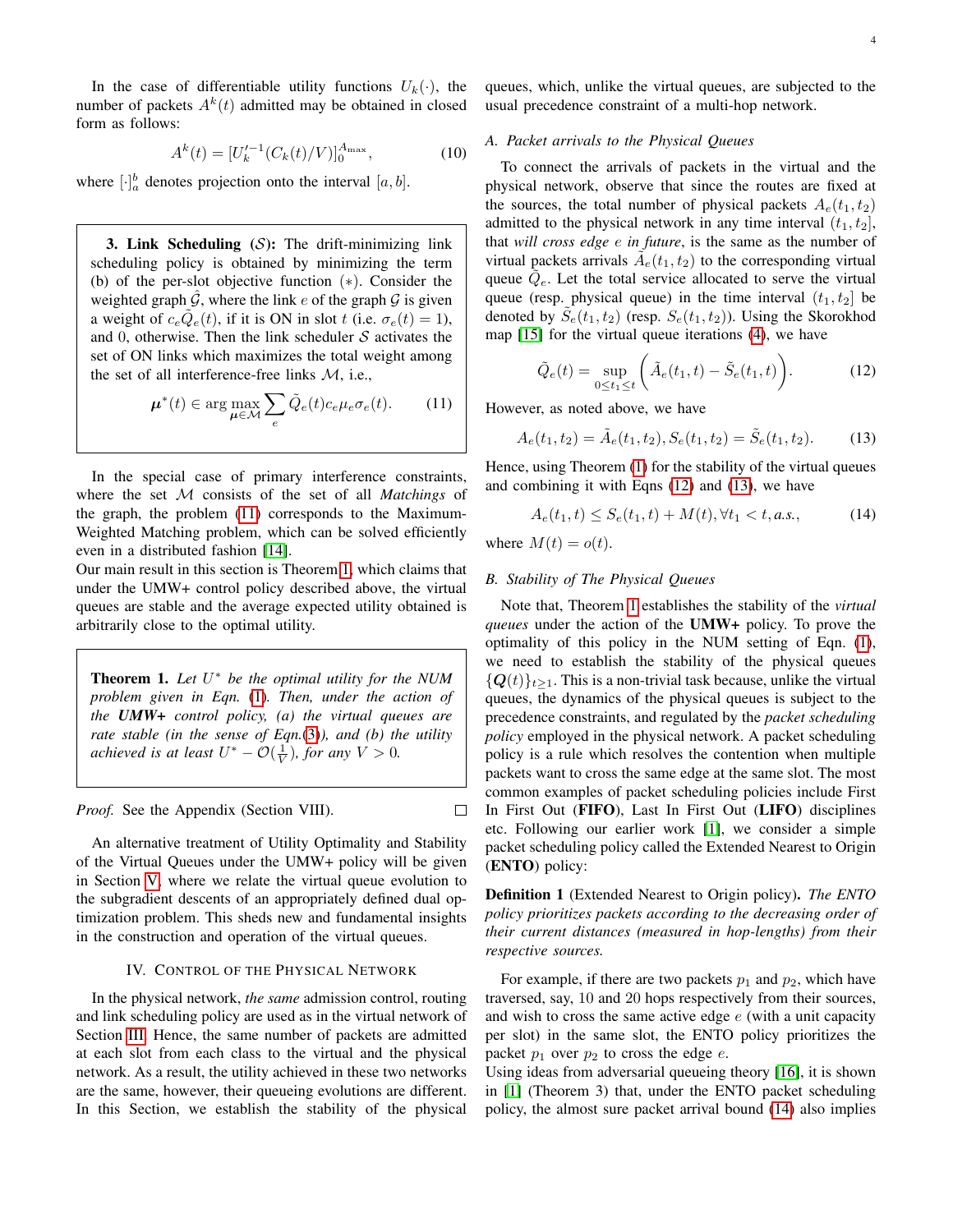In the case of differentiable utility functions $U_k(\cdot)$, the number of packets $A^k(t)$ admitted may be obtained in closed form as follows:

$$A^k(t) = [U_k'^{-1}(C_k(t)/V)]_0^{A_{\max}}, \tag{10}$$

where $[\cdot]_a^b$ denotes projection onto the interval $[a, b]$.

> **3. Link Scheduling ($\mathcal{S}$):** The drift-minimizing link scheduling policy is obtained by minimizing the term (b) of the per-slot objective function $(*)$. Consider the weighted graph $\hat{\mathcal{G}}$, where the link $e$ of the graph $\mathcal{G}$ is given a weight of $c_e\tilde{Q}_e(t)$, if it is ON in slot $t$ (i.e. $\sigma_e(t) = 1$), and 0, otherwise. Then the link scheduler $\mathcal{S}$ activates the set of ON links which maximizes the total weight among the set of all interference-free links $\mathcal{M}$, i.e.,
>
> $$\boldsymbol{\mu}^*(t) \in \arg\max_{\boldsymbol{\mu}\in\mathcal{M}} \sum_e \tilde{Q}_e(t)c_e\mu_e\sigma_e(t). \tag{11}$$

In the special case of primary interference constraints, where the set $\mathcal{M}$ consists of the set of all *Matchings* of the graph, the problem (11) corresponds to the Maximum-Weighted Matching problem, which can be solved efficiently even in a distributed fashion [14].
Our main result in this section is Theorem 1, which claims that under the UMW+ control policy described above, the virtual queues are stable and the average expected utility obtained is arbitrarily close to the optimal utility.

> **Theorem 1.** *Let $U^*$ be the optimal utility for the NUM problem given in Eqn. (1). Then, under the action of the* **UMW+** *control policy, (a) the virtual queues are rate stable (in the sense of Eqn.(3)), and (b) the utility achieved is at least $U^* - \mathcal{O}(\frac{1}{V})$, for any $V > 0$.*

*Proof.* See the Appendix (Section VIII). □

An alternative treatment of Utility Optimality and Stability of the Virtual Queues under the UMW+ policy will be given in Section V, where we relate the virtual queue evolution to the subgradient descents of an appropriately defined dual optimization problem. This sheds new and fundamental insights in the construction and operation of the virtual queues.

## IV. Control of the Physical Network

In the physical network, *the same* admission control, routing and link scheduling policy are used as in the virtual network of Section III. Hence, the same number of packets are admitted at each slot from each class to the virtual and the physical network. As a result, the utility achieved in these two networks are the same, however, their queueing evolutions are different. In this Section, we establish the stability of the physical queues, which, unlike the virtual queues, are subjected to the usual precedence constraint of a multi-hop network.

### A. Packet arrivals to the Physical Queues

To connect the arrivals of packets in the virtual and the physical network, observe that since the routes are fixed at the sources, the total number of physical packets $A_e(t_1, t_2)$ admitted to the physical network in any time interval $(t_1, t_2]$, that *will cross edge $e$ in future*, is the same as the number of virtual packets arrivals $\tilde{A}_e(t_1, t_2)$ to the corresponding virtual queue $\tilde{Q}_e$. Let the total service allocated to serve the virtual queue (resp. physical queue) in the time interval $(t_1, t_2]$ be denoted by $\tilde{S}_e(t_1, t_2)$ (resp. $S_e(t_1, t_2)$). Using the Skorokhod map [15] for the virtual queue iterations (4), we have

$$\tilde{Q}_e(t) = \sup_{0\leq t_1 \leq t} \Big(\tilde{A}_e(t_1, t) - \tilde{S}_e(t_1, t)\Big). \tag{12}$$

However, as noted above, we have

$$A_e(t_1, t_2) = \tilde{A}_e(t_1, t_2), S_e(t_1, t_2) = \tilde{S}_e(t_1, t_2). \tag{13}$$

Hence, using Theorem (1) for the stability of the virtual queues and combining it with Eqns (12) and (13), we have

$$A_e(t_1, t) \leq S_e(t_1, t) + M(t), \forall t_1 < t, a.s., \tag{14}$$

where $M(t) = o(t)$.

### B. Stability of The Physical Queues

Note that, Theorem 1 establishes the stability of the *virtual queues* under the action of the **UMW+** policy. To prove the optimality of this policy in the NUM setting of Eqn. (1), we need to establish the stability of the physical queues $\{\boldsymbol{Q}(t)\}_{t\geq 1}$. This is a non-trivial task because, unlike the virtual queues, the dynamics of the physical queues is subject to the precedence constraints, and regulated by the *packet scheduling policy* employed in the physical network. A packet scheduling policy is a rule which resolves the contention when multiple packets want to cross the same edge at the same slot. The most common examples of packet scheduling policies include First In First Out (**FIFO**), Last In First Out (**LIFO**) disciplines etc. Following our earlier work [1], we consider a simple packet scheduling policy called the Extended Nearest to Origin (**ENTO**) policy:

**Definition 1** (Extended Nearest to Origin policy). *The ENTO policy prioritizes packets according to the decreasing order of their current distances (measured in hop-lengths) from their respective sources.*

For example, if there are two packets $p_1$ and $p_2$, which have traversed, say, 10 and 20 hops respectively from their sources, and wish to cross the same active edge $e$ (with a unit capacity per slot) in the same slot, the ENTO policy prioritizes the packet $p_1$ over $p_2$ to cross the edge $e$.
Using ideas from adversarial queueing theory [16], it is shown in [1] (Theorem 3) that, under the ENTO packet scheduling policy, the almost sure packet arrival bound (14) also implies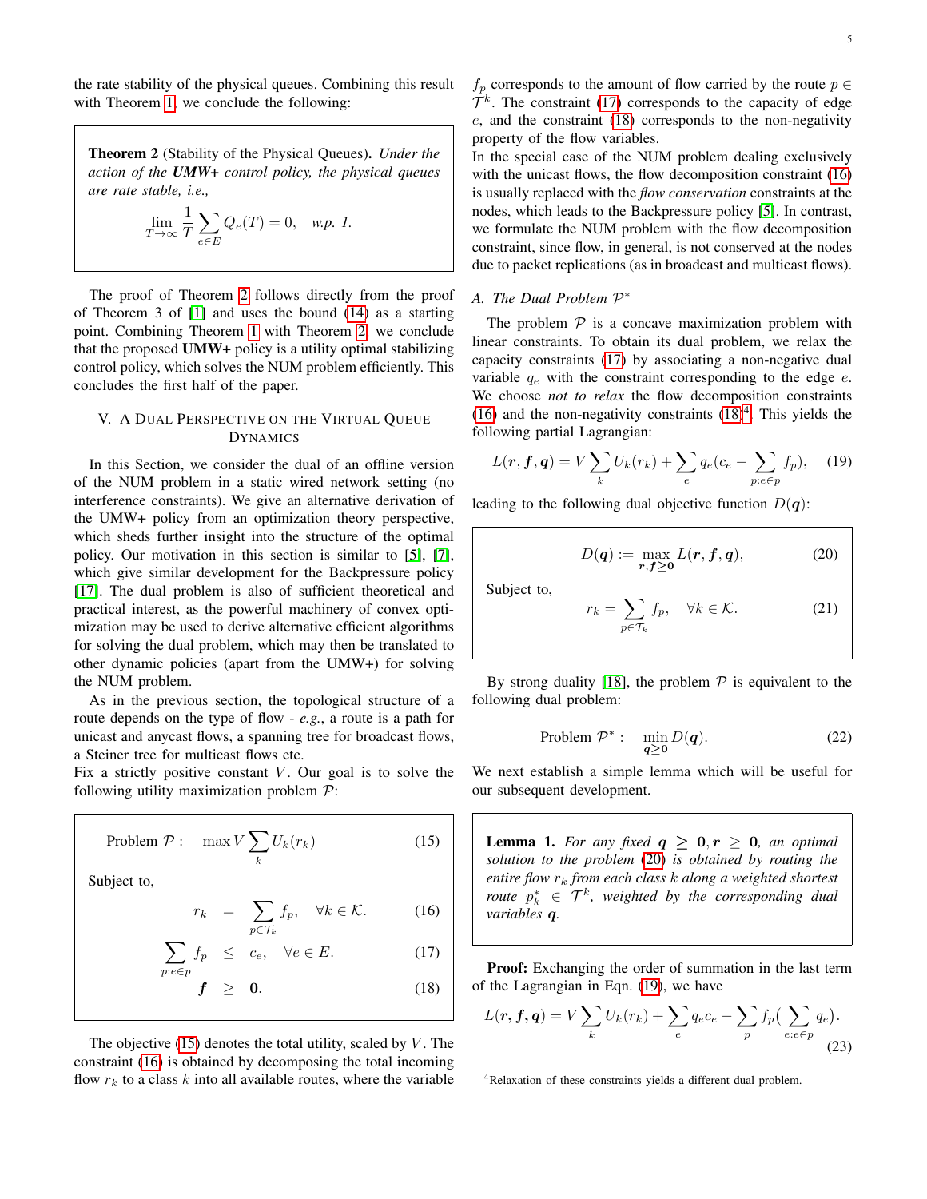the rate stability of the physical queues. Combining this result with Theorem 1, we conclude the following:

**Theorem 2** (Stability of the Physical Queues). *Under the action of the* ***UMW+*** *control policy, the physical queues are rate stable, i.e.,*

$$\lim_{T\to\infty} \frac{1}{T}\sum_{e\in E} Q_e(T) = 0, \quad \textit{w.p. 1.}$$

The proof of Theorem 2 follows directly from the proof of Theorem 3 of [1] and uses the bound (14) as a starting point. Combining Theorem 1 with Theorem 2, we conclude that the proposed **UMW+** policy is a utility optimal stabilizing control policy, which solves the NUM problem efficiently. This concludes the first half of the paper.

## V. A Dual Perspective on the Virtual Queue Dynamics

In this Section, we consider the dual of an offline version of the NUM problem in a static wired network setting (no interference constraints). We give an alternative derivation of the UMW+ policy from an optimization theory perspective, which sheds further insight into the structure of the optimal policy. Our motivation in this section is similar to [5], [7], which give similar development for the Backpressure policy [17]. The dual problem is also of sufficient theoretical and practical interest, as the powerful machinery of convex optimization may be used to derive alternative efficient algorithms for solving the dual problem, which may then be translated to other dynamic policies (apart from the UMW+) for solving the NUM problem.

As in the previous section, the topological structure of a route depends on the type of flow - *e.g.*, a route is a path for unicast and anycast flows, a spanning tree for broadcast flows, a Steiner tree for multicast flows etc.

Fix a strictly positive constant $V$. Our goal is to solve the following utility maximization problem $\mathcal{P}$:

$$\text{Problem } \mathcal{P}: \quad \max V\sum_k U_k(r_k) \tag{15}$$

Subject to,

$$r_k = \sum_{p\in\mathcal{T}_k} f_p, \quad \forall k\in\mathcal{K}. \tag{16}$$

$$\sum_{p:e\in p} f_p \leq c_e, \quad \forall e\in E. \tag{17}$$

$$\boldsymbol{f} \geq \boldsymbol{0}. \tag{18}$$

The objective (15) denotes the total utility, scaled by $V$. The constraint (16) is obtained by decomposing the total incoming flow $r_k$ to a class $k$ into all available routes, where the variable $f_p$ corresponds to the amount of flow carried by the route $p\in\mathcal{T}^k$. The constraint (17) corresponds to the capacity of edge $e$, and the constraint (18) corresponds to the non-negativity property of the flow variables.

In the special case of the NUM problem dealing exclusively with the unicast flows, the flow decomposition constraint (16) is usually replaced with the *flow conservation* constraints at the nodes, which leads to the Backpressure policy [5]. In contrast, we formulate the NUM problem with the flow decomposition constraint, since flow, in general, is not conserved at the nodes due to packet replications (as in broadcast and multicast flows).

### A. The Dual Problem $\mathcal{P}^*$

The problem $\mathcal{P}$ is a concave maximization problem with linear constraints. To obtain its dual problem, we relax the capacity constraints (17) by associating a non-negative dual variable $q_e$ with the constraint corresponding to the edge $e$. We choose *not to relax* the flow decomposition constraints (16) and the non-negativity constraints (18)[4]. This yields the following partial Lagrangian:

$$L(\boldsymbol{r},\boldsymbol{f},\boldsymbol{q}) = V\sum_k U_k(r_k) + \sum_e q_e(c_e - \sum_{p:e\in p} f_p), \tag{19}$$

leading to the following dual objective function $D(\boldsymbol{q})$:

$$D(\boldsymbol{q}) := \max_{\boldsymbol{r},\boldsymbol{f}\geq\boldsymbol{0}} L(\boldsymbol{r},\boldsymbol{f},\boldsymbol{q}), \tag{20}$$

Subject to,

$$r_k = \sum_{p\in\mathcal{T}_k} f_p, \quad \forall k\in\mathcal{K}. \tag{21}$$

By strong duality [18], the problem $\mathcal{P}$ is equivalent to the following dual problem:

$$\text{Problem } \mathcal{P}^*: \quad \min_{\boldsymbol{q}\geq\boldsymbol{0}} D(\boldsymbol{q}). \tag{22}$$

We next establish a simple lemma which will be useful for our subsequent development.

**Lemma 1.** *For any fixed $\boldsymbol{q}\geq\boldsymbol{0},\boldsymbol{r}\geq\boldsymbol{0}$, an optimal solution to the problem (20) is obtained by routing the entire flow $r_k$ from each class $k$ along a weighted shortest route $p_k^*\in\mathcal{T}^k$, weighted by the corresponding dual variables $\boldsymbol{q}$.*

**Proof:** Exchanging the order of summation in the last term of the Lagrangian in Eqn. (19), we have

$$L(\boldsymbol{r},\boldsymbol{f},\boldsymbol{q}) = V\sum_k U_k(r_k) + \sum_e q_e c_e - \sum_p f_p\big(\sum_{e:e\in p} q_e\big). \tag{23}$$

[4] Relaxation of these constraints yields a different dual problem.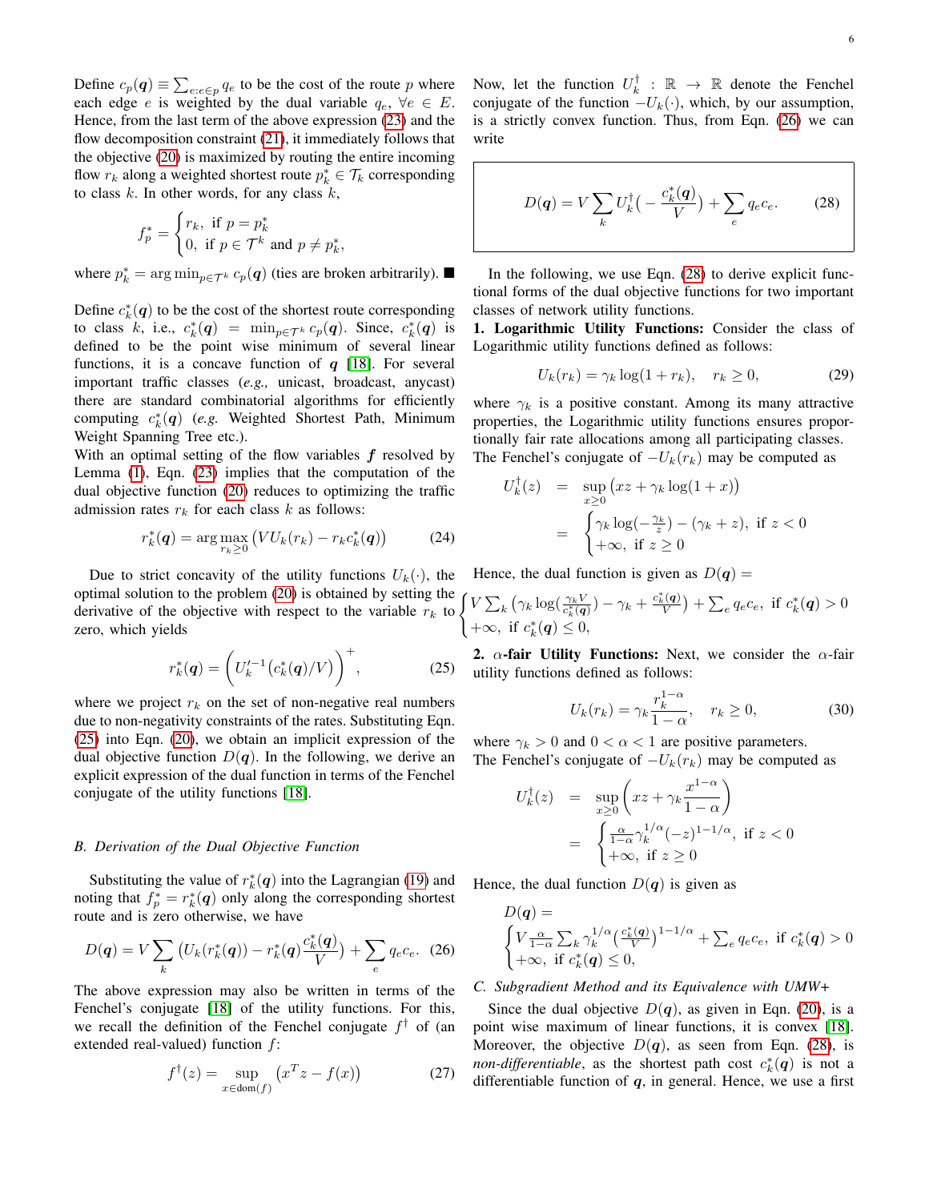Define $c_p(\boldsymbol{q}) \equiv \sum_{e:e\in p} q_e$ to be the cost of the route $p$ where each edge $e$ is weighted by the dual variable $q_e$, $\forall e \in E$. Hence, from the last term of the above expression (23) and the flow decomposition constraint (21), it immediately follows that the objective (20) is maximized by routing the entire incoming flow $r_k$ along a weighted shortest route $p_k^* \in \mathcal{T}_k$ corresponding to class $k$. In other words, for any class $k$,

$$f_p^* = \begin{cases} r_k, \text{ if } p = p_k^* \\ 0, \text{ if } p \in \mathcal{T}^k \text{ and } p \neq p_k^*, \end{cases}$$

where $p_k^* = \arg\min_{p\in\mathcal{T}^k} c_p(\boldsymbol{q})$ (ties are broken arbitrarily). ■

Define $c_k^*(\boldsymbol{q})$ to be the cost of the shortest route corresponding to class $k$, i.e., $c_k^*(\boldsymbol{q}) = \min_{p\in\mathcal{T}^k} c_p(\boldsymbol{q})$. Since, $c_k^*(\boldsymbol{q})$ is defined to be the point wise minimum of several linear functions, it is a concave function of $\boldsymbol{q}$ [18]. For several important traffic classes (*e.g.,* unicast, broadcast, anycast) there are standard combinatorial algorithms for efficiently computing $c_k^*(\boldsymbol{q})$ (*e.g.* Weighted Shortest Path, Minimum Weight Spanning Tree etc.).
With an optimal setting of the flow variables $\boldsymbol{f}$ resolved by Lemma (1), Eqn. (23) implies that the computation of the dual objective function (20) reduces to optimizing the traffic admission rates $r_k$ for each class $k$ as follows:

$$r_k^*(\boldsymbol{q}) = \arg\max_{r_k\geq 0} \big(VU_k(r_k) - r_k c_k^*(\boldsymbol{q})\big) \qquad (24)$$

Due to strict concavity of the utility functions $U_k(\cdot)$, the optimal solution to the problem (20) is obtained by setting the derivative of the objective with respect to the variable $r_k$ to zero, which yields

$$r_k^*(\boldsymbol{q}) = \bigg(U_k'^{-1}\big(c_k^*(\boldsymbol{q})/V\big)\bigg)^+, \qquad (25)$$

where we project $r_k$ on the set of non-negative real numbers due to non-negativity constraints of the rates. Substituting Eqn. (25) into Eqn. (20), we obtain an implicit expression of the dual objective function $D(\boldsymbol{q})$. In the following, we derive an explicit expression of the dual function in terms of the Fenchel conjugate of the utility functions [18].

### B. Derivation of the Dual Objective Function

Substituting the value of $r_k^*(\boldsymbol{q})$ into the Lagrangian (19) and noting that $f_p^* = r_k^*(\boldsymbol{q})$ only along the corresponding shortest route and is zero otherwise, we have

$$D(\boldsymbol{q}) = V\sum_k \big(U_k(r_k^*(\boldsymbol{q})) - r_k^*(\boldsymbol{q})\frac{c_k^*(\boldsymbol{q})}{V}\big) + \sum_e q_e c_e. \quad (26)$$

The above expression may also be written in terms of the Fenchel's conjugate [18] of the utility functions. For this, we recall the definition of the Fenchel conjugate $f^\dagger$ of (an extended real-valued) function $f$:

$$f^\dagger(z) = \sup_{x\in \text{dom}(f)} \big(x^T z - f(x)\big) \qquad (27)$$

Now, let the function $U_k^\dagger : \mathbb{R} \to \mathbb{R}$ denote the Fenchel conjugate of the function $-U_k(\cdot)$, which, by our assumption, is a strictly convex function. Thus, from Eqn. (26) we can write

$$D(\boldsymbol{q}) = V\sum_k U_k^\dagger\big(-\frac{c_k^*(\boldsymbol{q})}{V}\big) + \sum_e q_e c_e. \qquad (28)$$

In the following, we use Eqn. (28) to derive explicit functional forms of the dual objective functions for two important classes of network utility functions.

**1. Logarithmic Utility Functions:** Consider the class of Logarithmic utility functions defined as follows:

$$U_k(r_k) = \gamma_k \log(1 + r_k), \quad r_k \geq 0, \qquad (29)$$

where $\gamma_k$ is a positive constant. Among its many attractive properties, the Logarithmic utility functions ensures proportionally fair rate allocations among all participating classes.
The Fenchel's conjugate of $-U_k(r_k)$ may be computed as

$$\begin{aligned} U_k^\dagger(z) &= \sup_{x\geq 0}\big(xz + \gamma_k \log(1+x)\big) \\ &= \begin{cases} \gamma_k \log(-\frac{\gamma_k}{z}) - (\gamma_k + z), \text{ if } z < 0 \\ +\infty, \text{ if } z \geq 0 \end{cases} \end{aligned}$$

Hence, the dual function is given as $D(\boldsymbol{q}) =$

$$\begin{cases} V\sum_k \big(\gamma_k \log(\frac{\gamma_k V}{c_k^*(\boldsymbol{q})}) - \gamma_k + \frac{c_k^*(\boldsymbol{q})}{V}\big) + \sum_e q_e c_e, \text{ if } c_k^*(\boldsymbol{q}) > 0 \\ +\infty, \text{ if } c_k^*(\boldsymbol{q}) \leq 0, \end{cases}$$

**2. $\alpha$-fair Utility Functions:** Next, we consider the $\alpha$-fair utility functions defined as follows:

$$U_k(r_k) = \gamma_k \frac{r_k^{1-\alpha}}{1-\alpha}, \quad r_k \geq 0, \qquad (30)$$

where $\gamma_k > 0$ and $0 < \alpha < 1$ are positive parameters.
The Fenchel's conjugate of $-U_k(r_k)$ may be computed as

$$\begin{aligned} U_k^\dagger(z) &= \sup_{x\geq 0}\bigg(xz + \gamma_k \frac{x^{1-\alpha}}{1-\alpha}\bigg) \\ &= \begin{cases} \frac{\alpha}{1-\alpha}\gamma_k^{1/\alpha}(-z)^{1-1/\alpha}, \text{ if } z < 0 \\ +\infty, \text{ if } z \geq 0 \end{cases} \end{aligned}$$

Hence, the dual function $D(\boldsymbol{q})$ is given as

$$D(\boldsymbol{q}) = \begin{cases} V\frac{\alpha}{1-\alpha}\sum_k \gamma_k^{1/\alpha}\big(\frac{c_k^*(\boldsymbol{q})}{V}\big)^{1-1/\alpha} + \sum_e q_e c_e, \text{ if } c_k^*(\boldsymbol{q}) > 0 \\ +\infty, \text{ if } c_k^*(\boldsymbol{q}) \leq 0, \end{cases}$$

### C. Subgradient Method and its Equivalence with UMW+

Since the dual objective $D(\boldsymbol{q})$, as given in Eqn. (20), is a point wise maximum of linear functions, it is convex [18]. Moreover, the objective $D(\boldsymbol{q})$, as seen from Eqn. (28), is *non-differentiable*, as the shortest path cost $c_k^*(\boldsymbol{q})$ is not a differentiable function of $\boldsymbol{q}$, in general. Hence, we use a first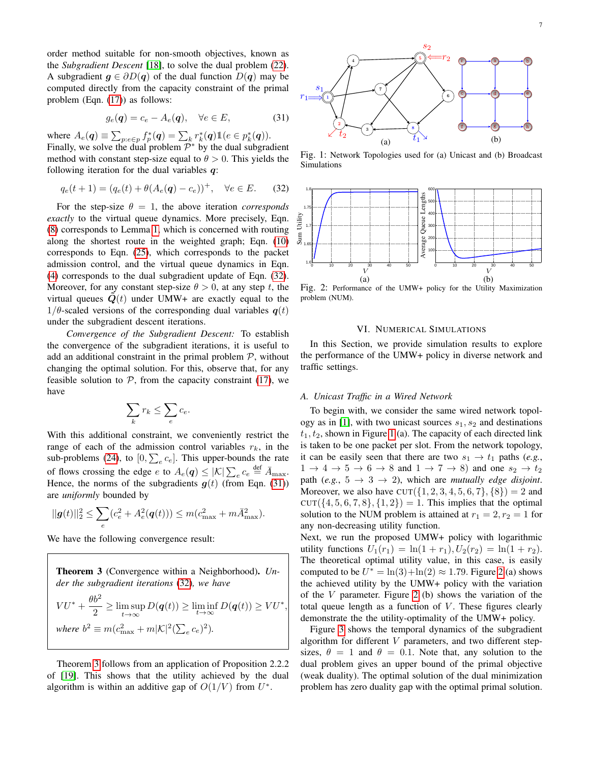order method suitable for non-smooth objectives, known as the *Subgradient Descent* [18], to solve the dual problem (22). A subgradient $\boldsymbol{g} \in \partial D(\boldsymbol{q})$ of the dual function $D(\boldsymbol{q})$ may be computed directly from the capacity constraint of the primal problem (Eqn. (17)) as follows:

$$g_e(\boldsymbol{q}) = c_e - A_e(\boldsymbol{q}), \quad \forall e \in E, \tag{31}$$

where $A_e(\boldsymbol{q}) \equiv \sum_{p: e \in p} f_p^*(\boldsymbol{q}) = \sum_k r_k^*(\boldsymbol{q}) \mathbb{1}(e \in p_k^*(\boldsymbol{q}))$.
Finally, we solve the dual problem $\mathcal{P}^*$ by the dual subgradient method with constant step-size equal to $\theta > 0$. This yields the following iteration for the dual variables $\boldsymbol{q}$:

$$q_e(t+1) = (q_e(t) + \theta(A_e(\boldsymbol{q}) - c_e))^+, \quad \forall e \in E. \tag{32}$$

For the step-size $\theta = 1$, the above iteration *corresponds exactly* to the virtual queue dynamics. More precisely, Eqn. (8) corresponds to Lemma 1, which is concerned with routing along the shortest route in the weighted graph; Eqn. (10) corresponds to Eqn. (25), which corresponds to the packet admission control, and the virtual queue dynamics in Eqn. (4) corresponds to the dual subgradient update of Eqn. (32). Moreover, for any constant step-size $\theta > 0$, at any step $t$, the virtual queues $\tilde{\boldsymbol{Q}}(t)$ under UMW+ are exactly equal to the $1/\theta$-scaled versions of the corresponding dual variables $\boldsymbol{q}(t)$ under the subgradient descent iterations.

*Convergence of the Subgradient Descent:* To establish the convergence of the subgradient iterations, it is useful to add an additional constraint in the primal problem $\mathcal{P}$, without changing the optimal solution. For this, observe that, for any feasible solution to $\mathcal{P}$, from the capacity constraint (17), we have

$$\sum_k r_k \leq \sum_e c_e.$$

With this additional constraint, we conveniently restrict the range of each of the admission control variables $r_k$, in the sub-problems (24), to $[0, \sum_e c_e]$. This upper-bounds the rate of flows crossing the edge $e$ to $A_e(\boldsymbol{q}) \leq |\mathcal{K}| \sum_e c_e \stackrel{\text{def}}{=} \bar{A}_{\max}$. Hence, the norms of the subgradients $\boldsymbol{g}(t)$ (from Eqn. (31)) are *uniformly* bounded by

$$||\boldsymbol{g}(t)||_2^2 \leq \sum_e (c_e^2 + A_e^2(\boldsymbol{q}(t))) \leq m(c_{\max}^2 + m\bar{A}_{\max}^2).$$

We have the following convergence result:

**Theorem 3** (Convergence within a Neighborhood)**.** *Under the subgradient iterations (32), we have*

$$VU^* + \frac{\theta b^2}{2} \geq \limsup_{t \to \infty} D(\boldsymbol{q}(t)) \geq \liminf_{t \to \infty} D(\boldsymbol{q}(t)) \geq VU^*,$$

*where* $b^2 \equiv m(c_{\max}^2 + m|\mathcal{K}|^2(\sum_e c_e)^2)$.

Theorem 3 follows from an application of Proposition 2.2.2 of [19]. This shows that the utility achieved by the dual algorithm is within an additive gap of $O(1/V)$ from $U^*$.

Fig. 1: Network Topologies used for (a) Unicast and (b) Broadcast Simulations

Fig. 2: Performance of the UMW+ policy for the Utility Maximization problem (NUM).

## VI. Numerical Simulations

In this Section, we provide simulation results to explore the performance of the UMW+ policy in diverse network and traffic settings.

### A. Unicast Traffic in a Wired Network

To begin with, we consider the same wired network topology as in [1], with two unicast sources $s_1, s_2$ and destinations $t_1, t_2$, shown in Figure 1 (a). The capacity of each directed link is taken to be one packet per slot. From the network topology, it can be easily seen that there are two $s_1 \to t_1$ paths (*e.g.*, $1 \to 4 \to 5 \to 6 \to 8$ and $1 \to 7 \to 8$) and one $s_2 \to t_2$ path (*e.g.*, $5 \to 3 \to 2$), which are *mutually edge disjoint*. Moreover, we also have $\textsc{cut}(\{1,2,3,4,5,6,7\},\{8\}) = 2$ and $\textsc{cut}(\{4,5,6,7,8\},\{1,2\}) = 1$. This implies that the optimal solution to the NUM problem is attained at $r_1 = 2, r_2 = 1$ for any non-decreasing utility function.
Next, we run the proposed UMW+ policy with logarithmic utility functions $U_1(r_1) = \ln(1+r_1), U_2(r_2) = \ln(1+r_2)$. The theoretical optimal utility value, in this case, is easily computed to be $U^* = \ln(3) + \ln(2) \approx 1.79$. Figure 2(a) shows the achieved utility by the UMW+ policy with the variation of the $V$ parameter. Figure 2 (b) shows the variation of the total queue length as a function of $V$. These figures clearly demonstrate the the utility-optimality of the UMW+ policy.

Figure 3 shows the temporal dynamics of the subgradient algorithm for different $V$ parameters, and two different step-sizes, $\theta = 1$ and $\theta = 0.1$. Note that, any solution to the dual problem gives an upper bound of the primal objective (weak duality). The optimal solution of the dual minimization problem has zero duality gap with the optimal primal solution.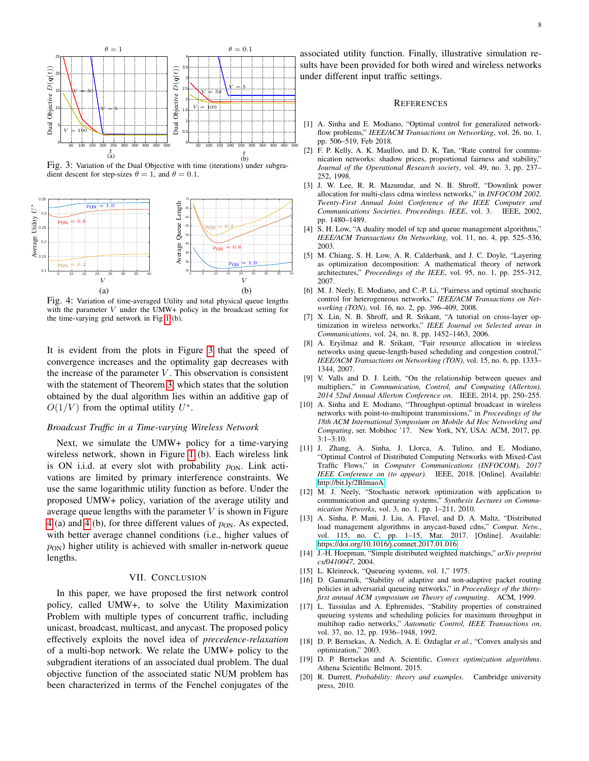Fig. 3: Variation of the Dual Objective with time (iterations) under subgradient descent for step-sizes $\theta = 1$, and $\theta = 0.1$.

Fig. 4: Variation of time-averaged Utility and total physical queue lengths with the parameter $V$ under the UMW+ policy in the broadcast setting for the time-varying grid network in Fig 1 (b).

It is evident from the plots in Figure 3 that the speed of convergence increases and the optimality gap decreases with the increase of the parameter $V$. This observation is consistent with the statement of Theorem 3, which states that the solution obtained by the dual algorithm lies within an additive gap of $O(1/V)$ from the optimal utility $U^*$.

*Broadcast Traffic in a Time-varying Wireless Network*

Next, we simulate the UMW+ policy for a time-varying wireless network, shown in Figure 1 (b). Each wireless link is ON i.i.d. at every slot with probability $p_{\text{ON}}$. Link activations are limited by primary interference constraints. We use the same logarithmic utility function as before. Under the proposed UMW+ policy, variation of the average utility and average queue lengths with the parameter $V$ is shown in Figure 4 (a) and 4 (b), for three different values of $p_{\text{ON}}$. As expected, with better average channel conditions (i.e., higher values of $p_{\text{ON}}$) higher utility is achieved with smaller in-network queue lengths.

## VII. Conclusion

In this paper, we have proposed the first network control policy, called UMW+, to solve the Utility Maximization Problem with multiple types of concurrent traffic, including unicast, broadcast, multicast, and anycast. The proposed policy effectively exploits the novel idea of *precedence-relaxation* of a multi-hop network. We relate the UMW+ policy to the subgradient iterations of an associated dual problem. The dual objective function of the associated static NUM problem has been characterized in terms of the Fenchel conjugates of the associated utility function. Finally, illustrative simulation results have been provided for both wired and wireless networks under different input traffic settings.

## References

[1] A. Sinha and E. Modiano, "Optimal control for generalized network-flow problems," *IEEE/ACM Transactions on Networking*, vol. 26, no. 1, pp. 506–519, Feb 2018.

[2] F. P. Kelly, A. K. Maulloo, and D. K. Tan, "Rate control for communication networks: shadow prices, proportional fairness and stability," *Journal of the Operational Research society*, vol. 49, no. 3, pp. 237–252, 1998.

[3] J. W. Lee, R. R. Mazumdar, and N. B. Shroff, "Downlink power allocation for multi-class cdma wireless networks," in *INFOCOM 2002. Twenty-First Annual Joint Conference of the IEEE Computer and Communications Societies. Proceedings. IEEE*, vol. 3. IEEE, 2002, pp. 1480–1489.

[4] S. H. Low, "A duality model of tcp and queue management algorithms," *IEEE/ACM Transactions On Networking*, vol. 11, no. 4, pp. 525–536, 2003.

[5] M. Chiang, S. H. Low, A. R. Calderbank, and J. C. Doyle, "Layering as optimization decomposition: A mathematical theory of network architectures," *Proceedings of the IEEE*, vol. 95, no. 1, pp. 255–312, 2007.

[6] M. J. Neely, E. Modiano, and C.-P. Li, "Fairness and optimal stochastic control for heterogeneous networks," *IEEE/ACM Transactions on Networking (TON)*, vol. 16, no. 2, pp. 396–409, 2008.

[7] X. Lin, N. B. Shroff, and R. Srikant, "A tutorial on cross-layer optimization in wireless networks," *IEEE Journal on Selected areas in Communications*, vol. 24, no. 8, pp. 1452–1463, 2006.

[8] A. Eryilmaz and R. Srikant, "Fair resource allocation in wireless networks using queue-length-based scheduling and congestion control," *IEEE/ACM Transactions on Networking (TON)*, vol. 15, no. 6, pp. 1333–1344, 2007.

[9] V. Valls and D. J. Leith, "On the relationship between queues and multipliers," in *Communication, Control, and Computing (Allerton), 2014 52nd Annual Allerton Conference on*. IEEE, 2014, pp. 250–255.

[10] A. Sinha and E. Modiano, "Throughput-optimal broadcast in wireless networks with point-to-multipoint transmissions," in *Proceedings of the 18th ACM International Symposium on Mobile Ad Hoc Networking and Computing*, ser. Mobihoc '17. New York, NY, USA: ACM, 2017, pp. 3:1–3:10.

[11] J. Zhang, A. Sinha, J. Llorca, A. Tulino, and E. Modiano, "Optimal Control of Distributed Computing Networks with Mixed-Cast Traffic Flows," in *Computer Communications (INFOCOM), 2017 IEEE Conference on (to appear)*. IEEE, 2018. [Online]. Available: http://bit.ly/2BlmaoA

[12] M. J. Neely, "Stochastic network optimization with application to communication and queueing systems," *Synthesis Lectures on Communication Networks*, vol. 3, no. 1, pp. 1–211, 2010.

[13] A. Sinha, P. Mani, J. Liu, A. Flavel, and D. A. Maltz, "Distributed load management algorithms in anycast-based cdns," *Comput. Netw.*, vol. 115, no. C, pp. 1–15, Mar. 2017. [Online]. Available: https://doi.org/10.1016/j.comnet.2017.01.016

[14] J.-H. Hoepman, "Simple distributed weighted matchings," *arXiv preprint cs/0410047*, 2004.

[15] L. Kleinrock, "Queueing systems, vol. 1," 1975.

[16] D. Gamarnik, "Stability of adaptive and non-adaptive packet routing policies in adversarial queueing networks," in *Proceedings of the thirty-first annual ACM symposium on Theory of computing*. ACM, 1999.

[17] L. Tassiulas and A. Ephremides, "Stability properties of constrained queueing systems and scheduling policies for maximum throughput in multihop radio networks," *Automatic Control, IEEE Transactions on*, vol. 37, no. 12, pp. 1936–1948, 1992.

[18] D. P. Bertsekas, A. Nedich, A. E. Ozdaglar *et al.*, "Convex analysis and optimization," 2003.

[19] D. P. Bertsekas and A. Scientific, *Convex optimization algorithms*. Athena Scientific Belmont, 2015.

[20] R. Durrett, *Probability: theory and examples*. Cambridge university press, 2010.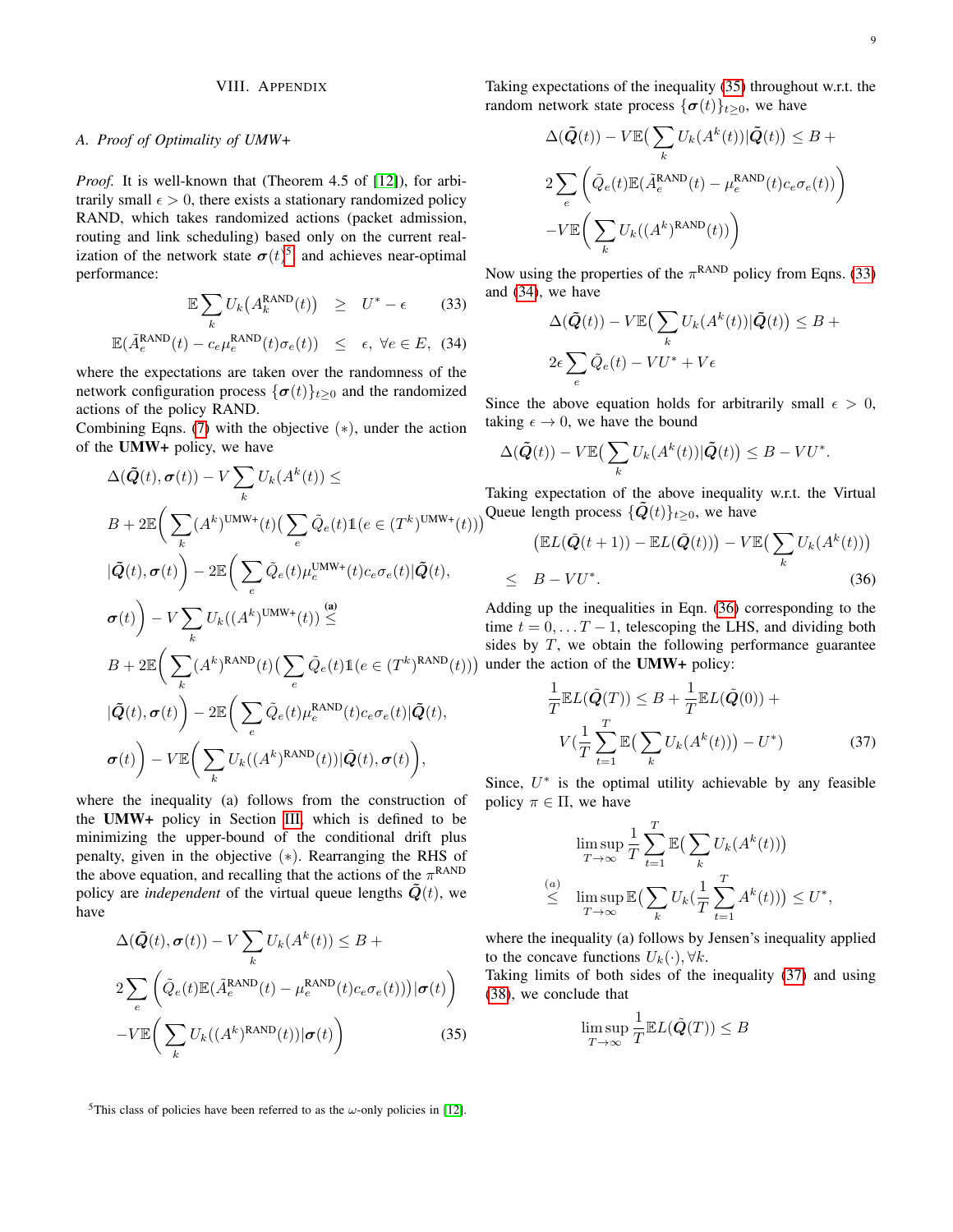## VIII. Appendix

### A. Proof of Optimality of UMW+

*Proof.* It is well-known that (Theorem 4.5 of [12]), for arbitrarily small $\epsilon > 0$, there exists a stationary randomized policy RAND, which takes randomized actions (packet admission, routing and link scheduling) based only on the current realization of the network state $\boldsymbol{\sigma}(t)$[5] and achieves near-optimal performance:

$$\mathbb{E}\sum_k U_k\big(A_k^{\text{RAND}}(t)\big) \;\;\geq\;\; U^* - \epsilon \tag{33}$$

$$\mathbb{E}(\tilde{A}_e^{\text{RAND}}(t) - c_e\mu_e^{\text{RAND}}(t)\sigma_e(t)) \;\;\leq\;\; \epsilon,\ \forall e \in E, \tag{34}$$

where the expectations are taken over the randomness of the network configuration process $\{\boldsymbol{\sigma}(t)\}_{t\geq 0}$ and the randomized actions of the policy RAND.

Combining Eqns. (7) with the objective $(*)$, under the action of the **UMW+** policy, we have

$$\begin{aligned}
&\Delta(\tilde{\boldsymbol{Q}}(t), \boldsymbol{\sigma}(t)) - V\sum_k U_k(A^k(t)) \leq \\
&B + 2\mathbb{E}\bigg(\sum_k (A^k)^{\text{UMW+}}(t)\big(\sum_e \tilde{Q}_e(t)\mathbb{1}(e \in (T^k)^{\text{UMW+}}(t))\big) \\
&|\tilde{\boldsymbol{Q}}(t), \boldsymbol{\sigma}(t)\bigg) - 2\mathbb{E}\bigg(\sum_e \tilde{Q}_e(t)\mu_e^{\text{UMW+}}(t)c_e\sigma_e(t)|\tilde{\boldsymbol{Q}}(t), \\
&\boldsymbol{\sigma}(t)\bigg) - V\sum_k U_k((A^k)^{\text{UMW+}}(t)) \overset{\text{(a)}}{\leq} \\
&B + 2\mathbb{E}\bigg(\sum_k (A^k)^{\text{RAND}}(t)\big(\sum_e \tilde{Q}_e(t)\mathbb{1}(e \in (T^k)^{\text{RAND}}(t))\big) \\
&|\tilde{\boldsymbol{Q}}(t), \boldsymbol{\sigma}(t)\bigg) - 2\mathbb{E}\bigg(\sum_e \tilde{Q}_e(t)\mu_e^{\text{RAND}}(t)c_e\sigma_e(t)|\tilde{\boldsymbol{Q}}(t), \\
&\boldsymbol{\sigma}(t)\bigg) - V\mathbb{E}\bigg(\sum_k U_k((A^k)^{\text{RAND}}(t))|\tilde{\boldsymbol{Q}}(t), \boldsymbol{\sigma}(t)\bigg),
\end{aligned}$$

where the inequality (a) follows from the construction of the **UMW+** policy in Section III, which is defined to be minimizing the upper-bound of the conditional drift plus penalty, given in the objective $(*)$. Rearranging the RHS of the above equation, and recalling that the actions of the $\pi^{\text{RAND}}$ policy are *independent* of the virtual queue lengths $\tilde{\boldsymbol{Q}}(t)$, we have

$$\begin{aligned}
&\Delta(\tilde{\boldsymbol{Q}}(t), \boldsymbol{\sigma}(t)) - V\sum_k U_k(A^k(t)) \leq B + \\
&2\sum_e \bigg(\tilde{Q}_e(t)\mathbb{E}(\tilde{A}_e^{\text{RAND}}(t) - \mu_e^{\text{RAND}}(t)c_e\sigma_e(t))|\boldsymbol{\sigma}(t)\bigg) \\
&-V\mathbb{E}\bigg(\sum_k U_k((A^k)^{\text{RAND}}(t))|\boldsymbol{\sigma}(t)\bigg)
\end{aligned} \tag{35}$$

Taking expectations of the inequality (35) throughout w.r.t. the random network state process $\{\boldsymbol{\sigma}(t)\}_{t\geq 0}$, we have

$$\begin{aligned}
&\Delta(\tilde{\boldsymbol{Q}}(t)) - V\mathbb{E}\big(\sum_k U_k(A^k(t))|\tilde{\boldsymbol{Q}}(t)\big) \leq B + \\
&2\sum_e \bigg(\tilde{Q}_e(t)\mathbb{E}(\tilde{A}_e^{\text{RAND}}(t) - \mu_e^{\text{RAND}}(t)c_e\sigma_e(t))\bigg) \\
&-V\mathbb{E}\bigg(\sum_k U_k((A^k)^{\text{RAND}}(t))\bigg)
\end{aligned}$$

Now using the properties of the $\pi^{\text{RAND}}$ policy from Eqns. (33) and (34), we have

$$\begin{aligned}
&\Delta(\tilde{\boldsymbol{Q}}(t)) - V\mathbb{E}\big(\sum_k U_k(A^k(t))|\tilde{\boldsymbol{Q}}(t)\big) \leq B + \\
&2\epsilon\sum_e \tilde{Q}_e(t) - VU^* + V\epsilon
\end{aligned}$$

Since the above equation holds for arbitrarily small $\epsilon > 0$, taking $\epsilon \to 0$, we have the bound

$$\Delta(\tilde{\boldsymbol{Q}}(t)) - V\mathbb{E}\big(\sum_k U_k(A^k(t))|\tilde{\boldsymbol{Q}}(t)\big) \leq B - VU^*.$$

Taking expectation of the above inequality w.r.t. the Virtual Queue length process $\{\tilde{\boldsymbol{Q}}(t)\}_{t\geq 0}$, we have

$$\begin{aligned}
&\big(\mathbb{E}L(\tilde{\boldsymbol{Q}}(t+1)) - \mathbb{E}L(\tilde{\boldsymbol{Q}}(t))\big) - V\mathbb{E}\big(\sum_k U_k(A^k(t))\big) \\
&\leq \;\; B - VU^*.
\end{aligned} \tag{36}$$

Adding up the inequalities in Eqn. (36) corresponding to the time $t = 0, \ldots T-1$, telescoping the LHS, and dividing both sides by $T$, we obtain the following performance guarantee under the action of the **UMW+** policy:

$$\begin{aligned}
&\frac{1}{T}\mathbb{E}L(\tilde{\boldsymbol{Q}}(T)) \leq B + \frac{1}{T}\mathbb{E}L(\tilde{\boldsymbol{Q}}(0)) + \\
&V\big(\frac{1}{T}\sum_{t=1}^{T}\mathbb{E}\big(\sum_k U_k(A^k(t))\big) - U^*\big)
\end{aligned} \tag{37}$$

Since, $U^*$ is the optimal utility achievable by any feasible policy $\pi \in \Pi$, we have

$$\begin{aligned}
&\limsup_{T\to\infty} \frac{1}{T}\sum_{t=1}^{T}\mathbb{E}\big(\sum_k U_k(A^k(t))\big) \\
&\overset{(a)}{\leq} \;\; \limsup_{T\to\infty} \mathbb{E}\big(\sum_k U_k\big(\frac{1}{T}\sum_{t=1}^{T}A^k(t)\big)\big) \leq U^*,
\end{aligned}$$

where the inequality (a) follows by Jensen's inequality applied to the concave functions $U_k(\cdot), \forall k$.

Taking limits of both sides of the inequality (37) and using (38), we conclude that

$$\limsup_{T\to\infty} \frac{1}{T}\mathbb{E}L(\tilde{\boldsymbol{Q}}(T)) \leq B$$

[5] This class of policies have been referred to as the $\omega$-only policies in [12].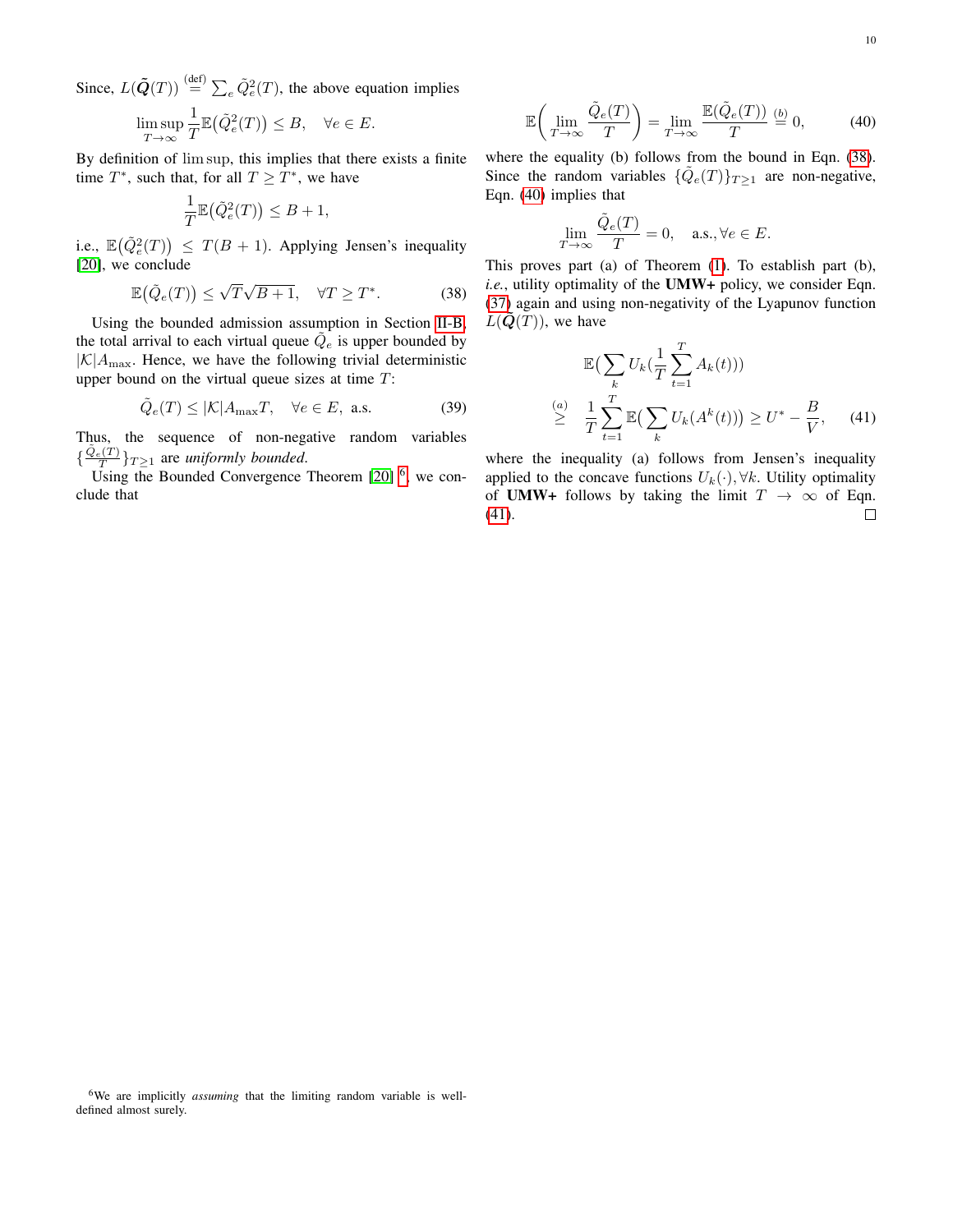Since, $L(\tilde{\boldsymbol{Q}}(T)) \stackrel{\text{(def)}}{=} \sum_e \tilde{Q}_e^2(T)$, the above equation implies

$$\limsup_{T\to\infty} \frac{1}{T}\mathbb{E}\big(\tilde{Q}_e^2(T)\big) \leq B, \quad \forall e \in E.$$

By definition of $\limsup$, this implies that there exists a finite time $T^*$, such that, for all $T \geq T^*$, we have

$$\frac{1}{T}\mathbb{E}\big(\tilde{Q}_e^2(T)\big) \leq B+1,$$

i.e., $\mathbb{E}\big(\tilde{Q}_e^2(T)\big) \leq T(B+1)$. Applying Jensen's inequality [20], we conclude

$$\mathbb{E}\big(\tilde{Q}_e(T)\big) \leq \sqrt{T}\sqrt{B+1}, \quad \forall T \geq T^*. \tag{38}$$

Using the bounded admission assumption in Section II-B, the total arrival to each virtual queue $\tilde{Q}_e$ is upper bounded by $|\mathcal{K}|A_{\max}$. Hence, we have the following trivial deterministic upper bound on the virtual queue sizes at time $T$:

$$\tilde{Q}_e(T) \leq |\mathcal{K}|A_{\max}T, \quad \forall e \in E, \text{ a.s.} \tag{39}$$

Thus, the sequence of non-negative random variables $\{\frac{\tilde{Q}_e(T)}{T}\}_{T\geq 1}$ are *uniformly bounded*.

Using the Bounded Convergence Theorem [20] [6], we conclude that

$$\mathbb{E}\bigg(\lim_{T\to\infty}\frac{\tilde{Q}_e(T)}{T}\bigg) = \lim_{T\to\infty}\frac{\mathbb{E}(\tilde{Q}_e(T))}{T} \stackrel{(b)}{=} 0, \tag{40}$$

where the equality (b) follows from the bound in Eqn. (38). Since the random variables $\{\tilde{Q}_e(T)\}_{T\geq 1}$ are non-negative, Eqn. (40) implies that

$$\lim_{T\to\infty}\frac{\tilde{Q}_e(T)}{T} = 0, \quad \text{a.s.}, \forall e \in E.$$

This proves part (a) of Theorem (1). To establish part (b), *i.e.*, utility optimality of the **UMW+** policy, we consider Eqn. (37) again and using non-negativity of the Lyapunov function $L(\boldsymbol{Q}(T))$, we have

$$\begin{aligned}
&\mathbb{E}\Big(\sum_k U_k\big(\frac{1}{T}\sum_{t=1}^{T}A_k(t)\big)\Big) \\
&\stackrel{(a)}{\geq} \frac{1}{T}\sum_{t=1}^{T}\mathbb{E}\Big(\sum_k U_k(A^k(t))\Big) \geq U^* - \frac{B}{V},
\end{aligned} \tag{41}$$

where the inequality (a) follows from Jensen's inequality applied to the concave functions $U_k(\cdot), \forall k$. Utility optimality of **UMW+** follows by taking the limit $T \to \infty$ of Eqn. (41). ☐

[6] We are implicitly *assuming* that the limiting random variable is well-defined almost surely.